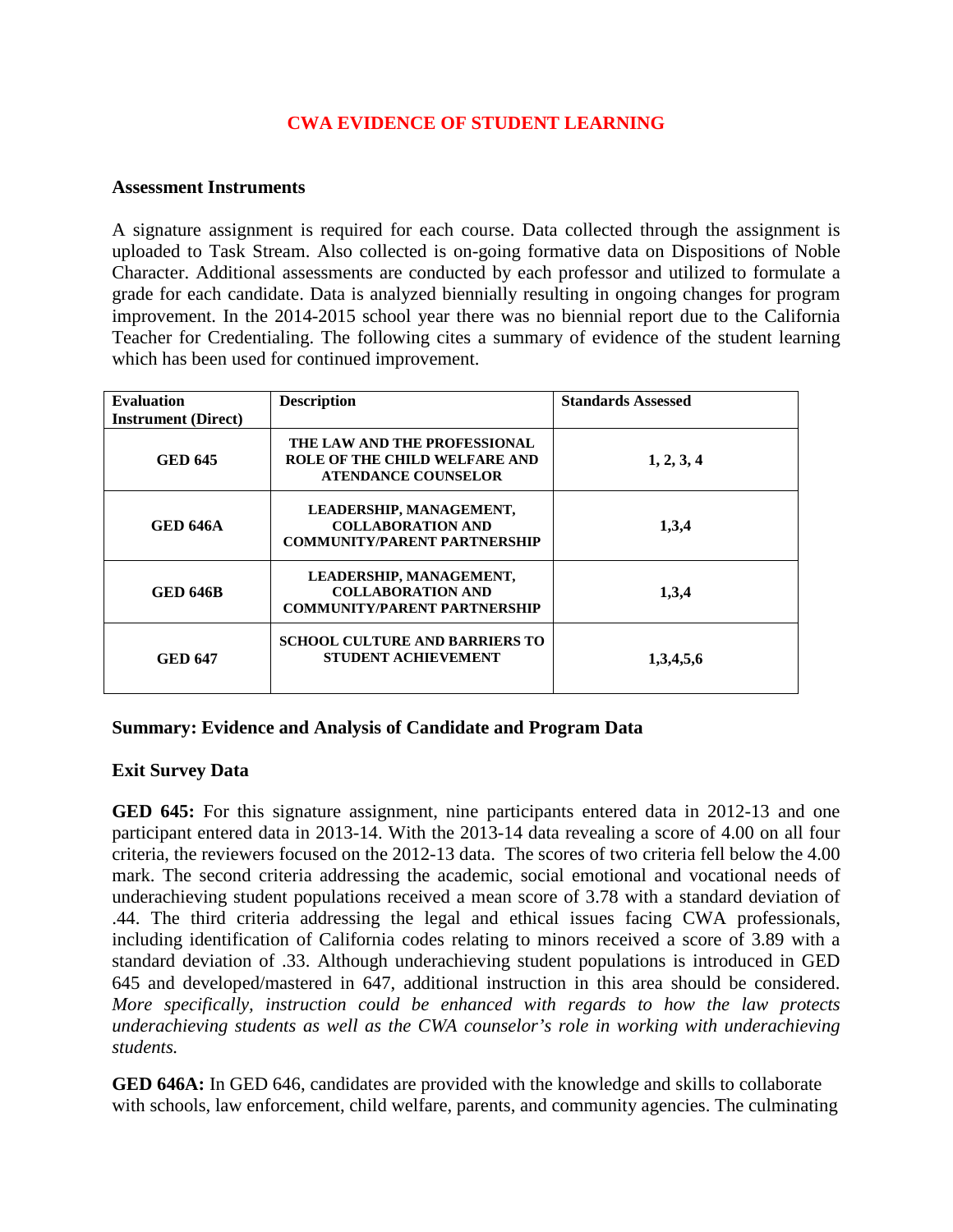# CWA EVIDENCE OF STUDENT LEARNING

## Assessment Instruments

A signature assignment is required for each course. Data collected through the assignment is uploaded to Task Stream. Also collected is on-going formative data on Dispositions of Noble Character. Additional assessments are conducted by each professor and utilized to formulate a grade for each candidate. Data is analyzed biennially resulting in ongoing changes for program improvement. In the 2014-2015 school year there was no biennial report due to the California Teacher for Credentialing. The following cites a summary of evidence of the student learning which has been used for continued improvement.

| Evaluation Instrument (Direct) | Description | Standards Assessed |
|---|---|---|
| **GED 645** | **THE LAW AND THE PROFESSIONAL ROLE OF THE CHILD WELFARE AND ATENDANCE COUNSELOR** | **1, 2, 3, 4** |
| **GED 646A** | **LEADERSHIP, MANAGEMENT, COLLABORATION AND COMMUNITY/PARENT PARTNERSHIP** | **1,3,4** |
| **GED 646B** | **LEADERSHIP, MANAGEMENT, COLLABORATION AND COMMUNITY/PARENT PARTNERSHIP** | **1,3,4** |
| **GED 647** | **SCHOOL CULTURE AND BARRIERS TO STUDENT ACHIEVEMENT** | **1,3,4,5,6** |

## Summary: Evidence and Analysis of Candidate and Program Data

### Exit Survey Data

**GED 645:** For this signature assignment, nine participants entered data in 2012-13 and one participant entered data in 2013-14. With the 2013-14 data revealing a score of 4.00 on all four criteria, the reviewers focused on the 2012-13 data. The scores of two criteria fell below the 4.00 mark. The second criteria addressing the academic, social emotional and vocational needs of underachieving student populations received a mean score of 3.78 with a standard deviation of .44. The third criteria addressing the legal and ethical issues facing CWA professionals, including identification of California codes relating to minors received a score of 3.89 with a standard deviation of .33. Although underachieving student populations is introduced in GED 645 and developed/mastered in 647, additional instruction in this area should be considered. *More specifically, instruction could be enhanced with regards to how the law protects underachieving students as well as the CWA counselor's role in working with underachieving students.*

**GED 646A:** In GED 646, candidates are provided with the knowledge and skills to collaborate with schools, law enforcement, child welfare, parents, and community agencies. The culminating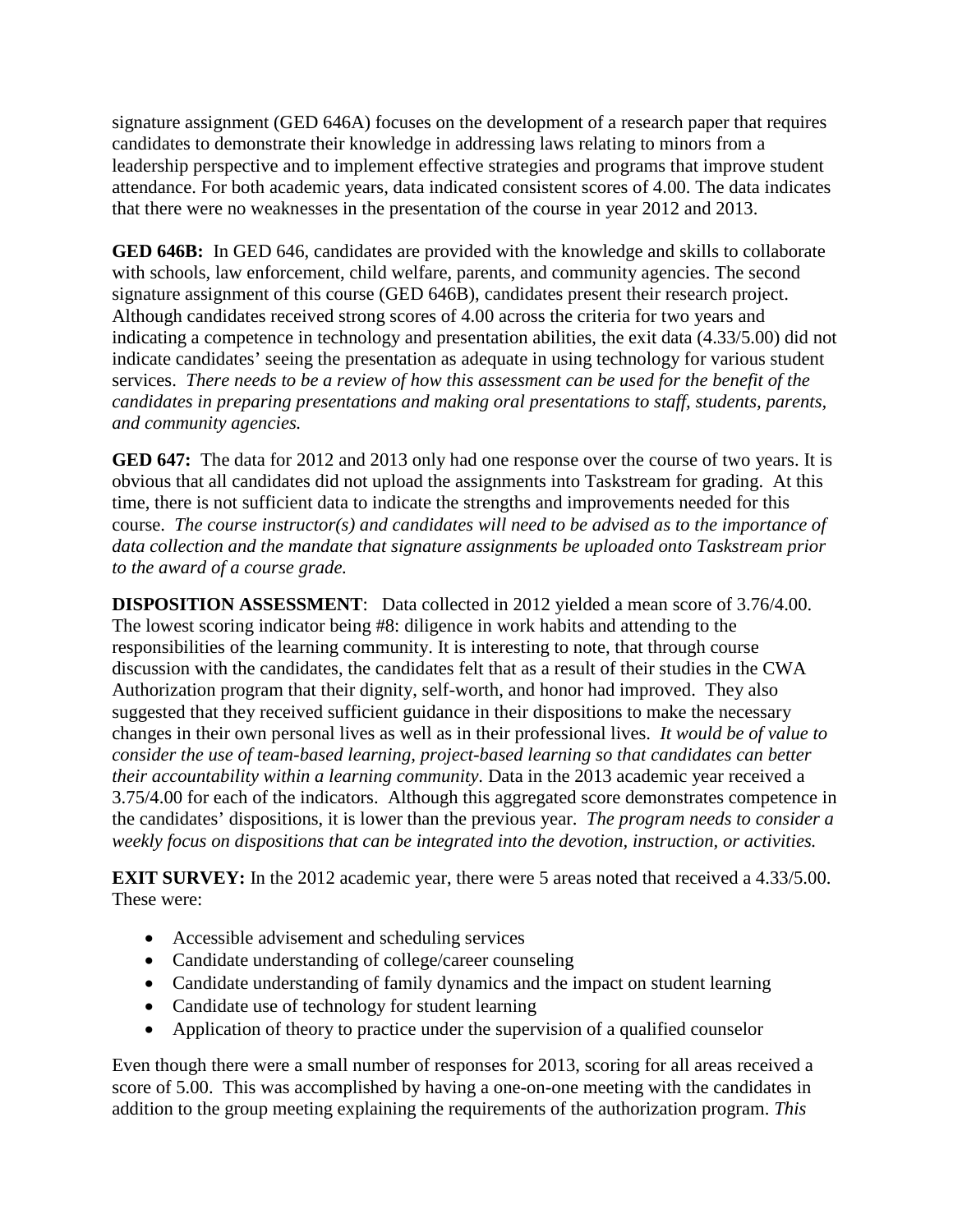signature assignment (GED 646A) focuses on the development of a research paper that requires candidates to demonstrate their knowledge in addressing laws relating to minors from a leadership perspective and to implement effective strategies and programs that improve student attendance. For both academic years, data indicated consistent scores of 4.00. The data indicates that there were no weaknesses in the presentation of the course in year 2012 and 2013.

**GED 646B:** In GED 646, candidates are provided with the knowledge and skills to collaborate with schools, law enforcement, child welfare, parents, and community agencies. The second signature assignment of this course (GED 646B), candidates present their research project. Although candidates received strong scores of 4.00 across the criteria for two years and indicating a competence in technology and presentation abilities, the exit data (4.33/5.00) did not indicate candidates' seeing the presentation as adequate in using technology for various student services. *There needs to be a review of how this assessment can be used for the benefit of the candidates in preparing presentations and making oral presentations to staff, students, parents, and community agencies.*

**GED 647:** The data for 2012 and 2013 only had one response over the course of two years. It is obvious that all candidates did not upload the assignments into Taskstream for grading. At this time, there is not sufficient data to indicate the strengths and improvements needed for this course. *The course instructor(s) and candidates will need to be advised as to the importance of data collection and the mandate that signature assignments be uploaded onto Taskstream prior to the award of a course grade.*

**DISPOSITION ASSESSMENT**: Data collected in 2012 yielded a mean score of 3.76/4.00. The lowest scoring indicator being #8: diligence in work habits and attending to the responsibilities of the learning community. It is interesting to note, that through course discussion with the candidates, the candidates felt that as a result of their studies in the CWA Authorization program that their dignity, self-worth, and honor had improved. They also suggested that they received sufficient guidance in their dispositions to make the necessary changes in their own personal lives as well as in their professional lives. *It would be of value to consider the use of team-based learning, project-based learning so that candidates can better their accountability within a learning community*. Data in the 2013 academic year received a 3.75/4.00 for each of the indicators. Although this aggregated score demonstrates competence in the candidates' dispositions, it is lower than the previous year. *The program needs to consider a weekly focus on dispositions that can be integrated into the devotion, instruction, or activities.*

**EXIT SURVEY:** In the 2012 academic year, there were 5 areas noted that received a 4.33/5.00. These were:

- Accessible advisement and scheduling services
- Candidate understanding of college/career counseling
- Candidate understanding of family dynamics and the impact on student learning
- Candidate use of technology for student learning
- Application of theory to practice under the supervision of a qualified counselor

Even though there were a small number of responses for 2013, scoring for all areas received a score of 5.00. This was accomplished by having a one-on-one meeting with the candidates in addition to the group meeting explaining the requirements of the authorization program. *This*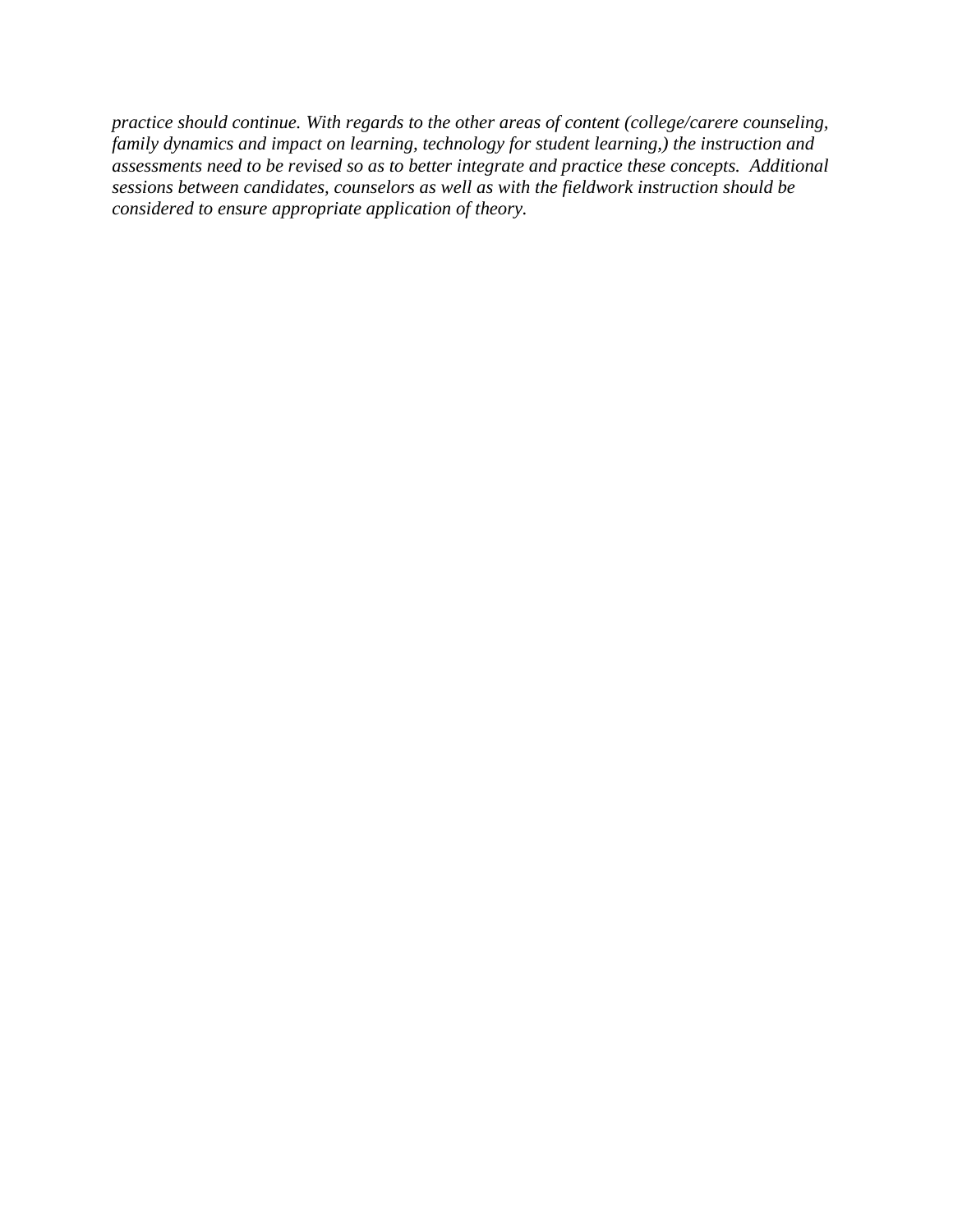*practice should continue. With regards to the other areas of content (college/carere counseling, family dynamics and impact on learning, technology for student learning,) the instruction and assessments need to be revised so as to better integrate and practice these concepts.  Additional sessions between candidates, counselors as well as with the fieldwork instruction should be considered to ensure appropriate application of theory.*